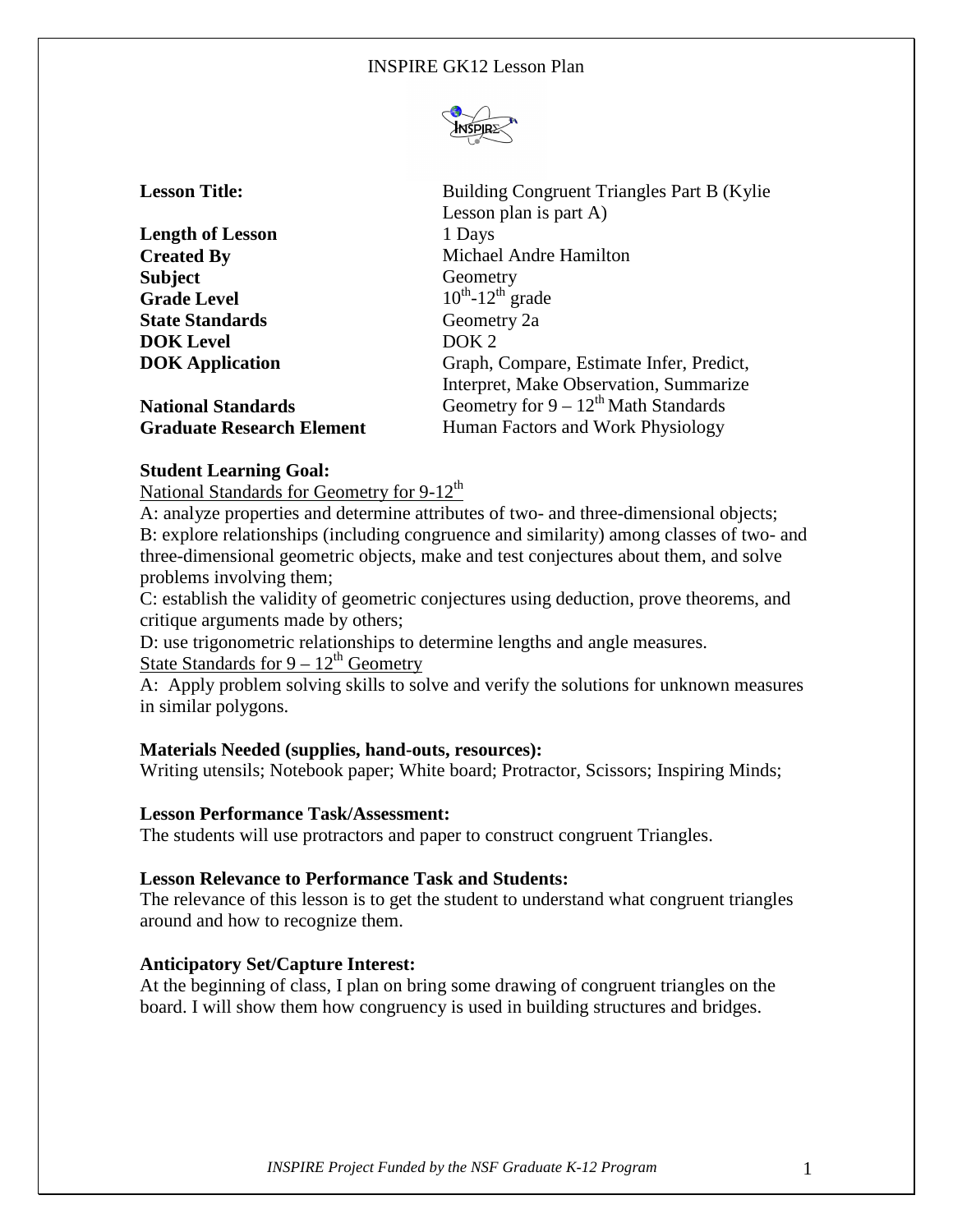INSPIRE GK12 Lesson Plan

| | |
|---|---|
| **Lesson Title:** | Building Congruent Triangles Part B (Kylie Lesson plan is part A) |
| **Length of Lesson** | 1 Days |
| **Created By** | Michael Andre Hamilton |
| **Subject** | Geometry |
| **Grade Level** | $10^{th}$-$12^{th}$ grade |
| **State Standards** | Geometry 2a |
| **DOK Level** | DOK 2 |
| **DOK Application** | Graph, Compare, Estimate Infer, Predict, Interpret, Make Observation, Summarize |
| **National Standards** | Geometry for $9 – 12^{th}$ Math Standards |
| **Graduate Research Element** | Human Factors and Work Physiology |

**Student Learning Goal:**

National Standards for Geometry for 9-$12^{th}$

A: analyze properties and determine attributes of two- and three-dimensional objects;
B: explore relationships (including congruence and similarity) among classes of two- and three-dimensional geometric objects, make and test conjectures about them, and solve problems involving them;
C: establish the validity of geometric conjectures using deduction, prove theorems, and critique arguments made by others;
D: use trigonometric relationships to determine lengths and angle measures.

State Standards for $9 – 12^{th}$ Geometry

A: Apply problem solving skills to solve and verify the solutions for unknown measures in similar polygons.

**Materials Needed (supplies, hand-outs, resources):**

Writing utensils; Notebook paper; White board; Protractor, Scissors; Inspiring Minds;

**Lesson Performance Task/Assessment:**

The students will use protractors and paper to construct congruent Triangles.

**Lesson Relevance to Performance Task and Students:**

The relevance of this lesson is to get the student to understand what congruent triangles around and how to recognize them.

**Anticipatory Set/Capture Interest:**

At the beginning of class, I plan on bring some drawing of congruent triangles on the board. I will show them how congruency is used in building structures and bridges.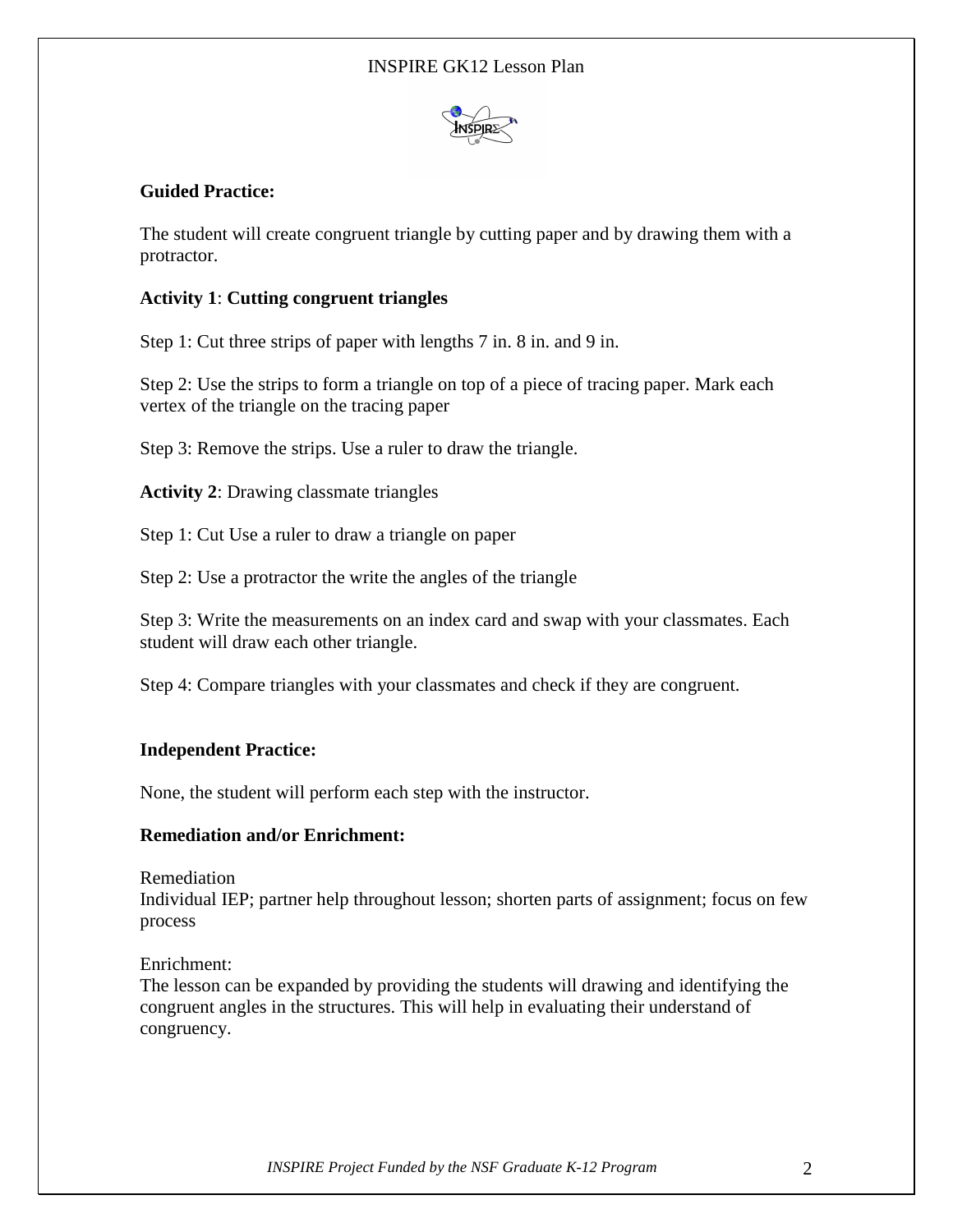**Guided Practice:**

The student will create congruent triangle by cutting paper and by drawing them with a protractor.

**Activity 1**: **Cutting congruent triangles**

Step 1: Cut three strips of paper with lengths 7 in. 8 in. and 9 in.

Step 2: Use the strips to form a triangle on top of a piece of tracing paper. Mark each vertex of the triangle on the tracing paper

Step 3: Remove the strips. Use a ruler to draw the triangle.

**Activity 2**: Drawing classmate triangles

Step 1: Cut Use a ruler to draw a triangle on paper

Step 2: Use a protractor the write the angles of the triangle

Step 3: Write the measurements on an index card and swap with your classmates. Each student will draw each other triangle.

Step 4: Compare triangles with your classmates and check if they are congruent.

**Independent Practice:**

None, the student will perform each step with the instructor.

**Remediation and/or Enrichment:**

Remediation
Individual IEP; partner help throughout lesson; shorten parts of assignment; focus on few process

Enrichment:
The lesson can be expanded by providing the students will drawing and identifying the congruent angles in the structures. This will help in evaluating their understand of congruency.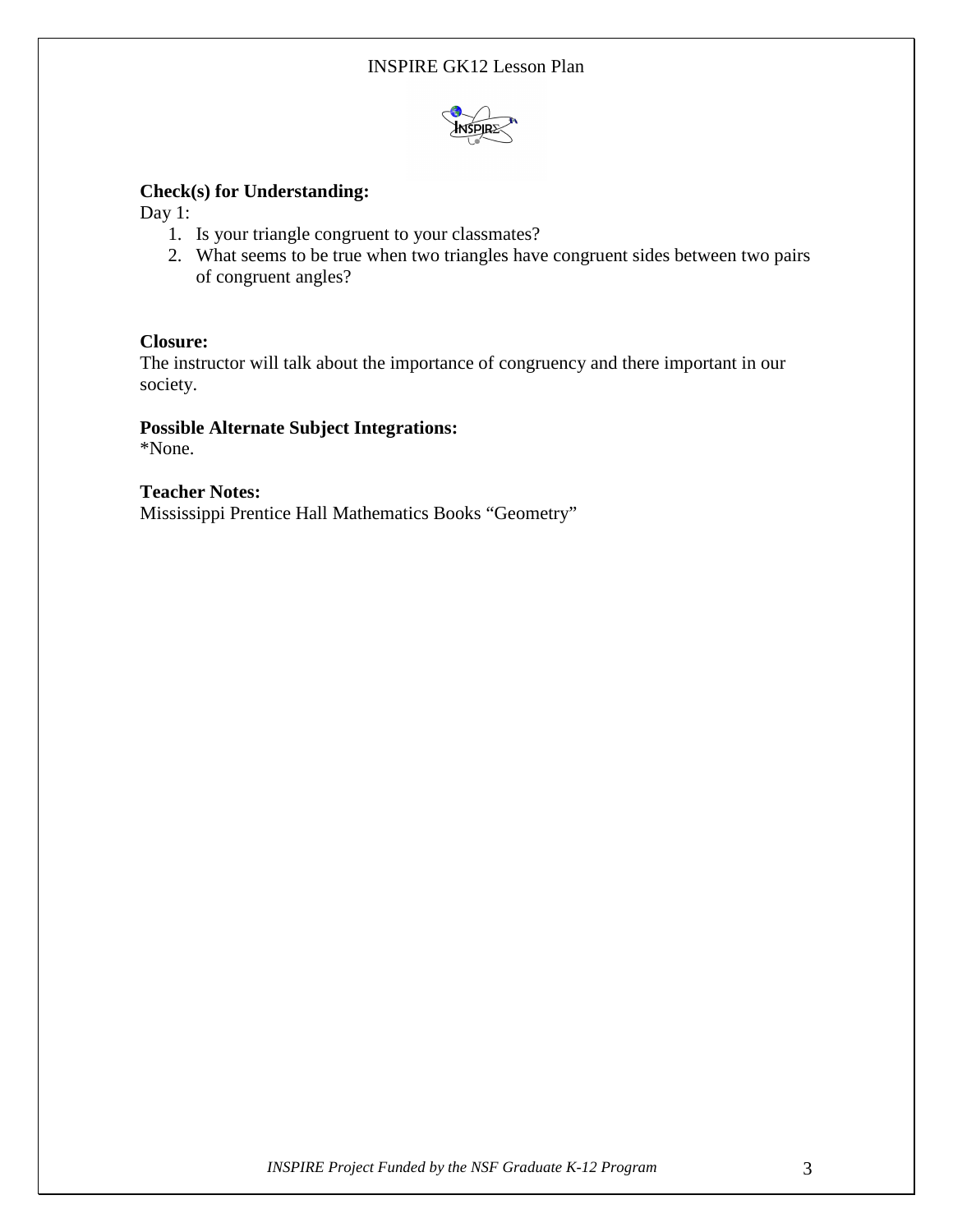**Check(s) for Understanding:**

Day 1:

1. Is your triangle congruent to your classmates?
2. What seems to be true when two triangles have congruent sides between two pairs of congruent angles?

**Closure:**

The instructor will talk about the importance of congruency and there important in our society.

**Possible Alternate Subject Integrations:**

*None.

**Teacher Notes:**

Mississippi Prentice Hall Mathematics Books "Geometry"